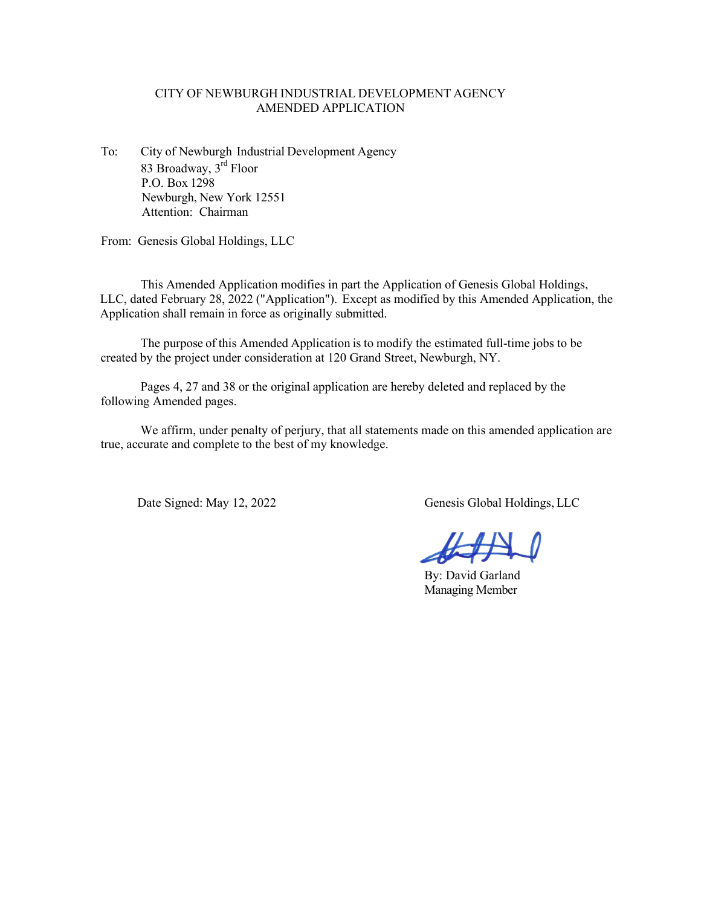CITY OF NEWBURGH INDUSTRIAL DEVELOPMENT AGENCY
AMENDED APPLICATION

To: City of Newburgh Industrial Development Agency
83 Broadway, 3rd Floor
P.O. Box 1298
Newburgh, New York 12551
Attention: Chairman

From: Genesis Global Holdings, LLC

This Amended Application modifies in part the Application of Genesis Global Holdings, LLC, dated February 28, 2022 ("Application"). Except as modified by this Amended Application, the Application shall remain in force as originally submitted.

The purpose of this Amended Application is to modify the estimated full-time jobs to be created by the project under consideration at 120 Grand Street, Newburgh, NY.

Pages 4, 27 and 38 or the original application are hereby deleted and replaced by the following Amended pages.

We affirm, under penalty of perjury, that all statements made on this amended application are true, accurate and complete to the best of my knowledge.

Date Signed: May 12, 2022

Genesis Global Holdings, LLC

By: David Garland
Managing Member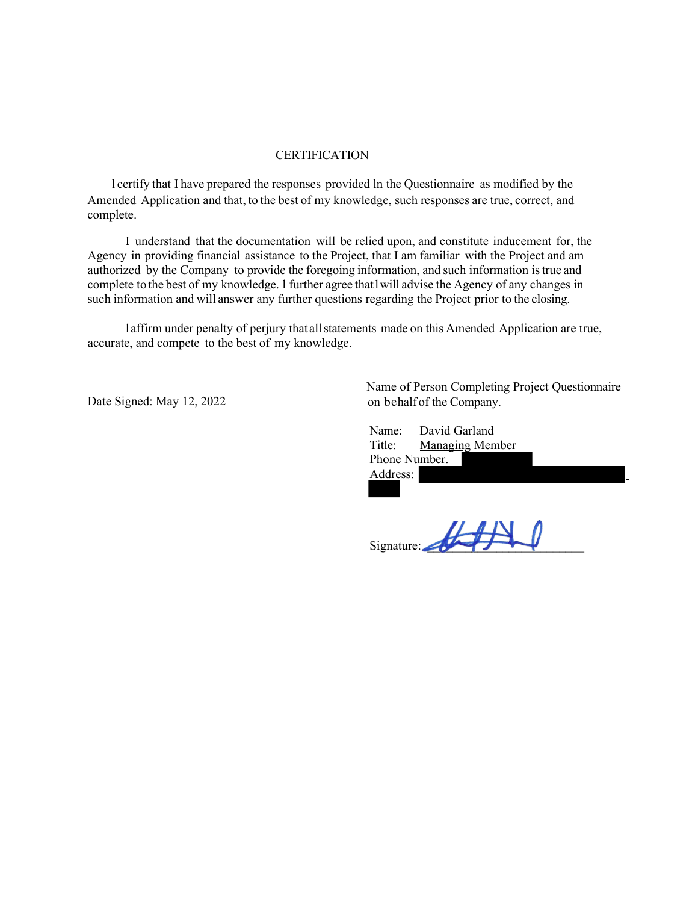# CERTIFICATION

I certify that I have prepared the responses provided ln the Questionnaire as modified by the Amended Application and that, to the best of my knowledge, such responses are true, correct, and complete.

I understand that the documentation will be relied upon, and constitute inducement for, the Agency in providing financial assistance to the Project, that I am familiar with the Project and am authorized by the Company to provide the foregoing information, and such information is true and complete to the best of my knowledge. I further agree that I will advise the Agency of any changes in such information and will answer any further questions regarding the Project prior to the closing.

I affirm under penalty of perjury that all statements made on this Amended Application are true, accurate, and compete to the best of my knowledge.

Date Signed: May 12, 2022

Name of Person Completing Project Questionnaire on behalf of the Company.

Name: David Garland
Title: Managing Member
Phone Number.
Address:

Signature: ______________________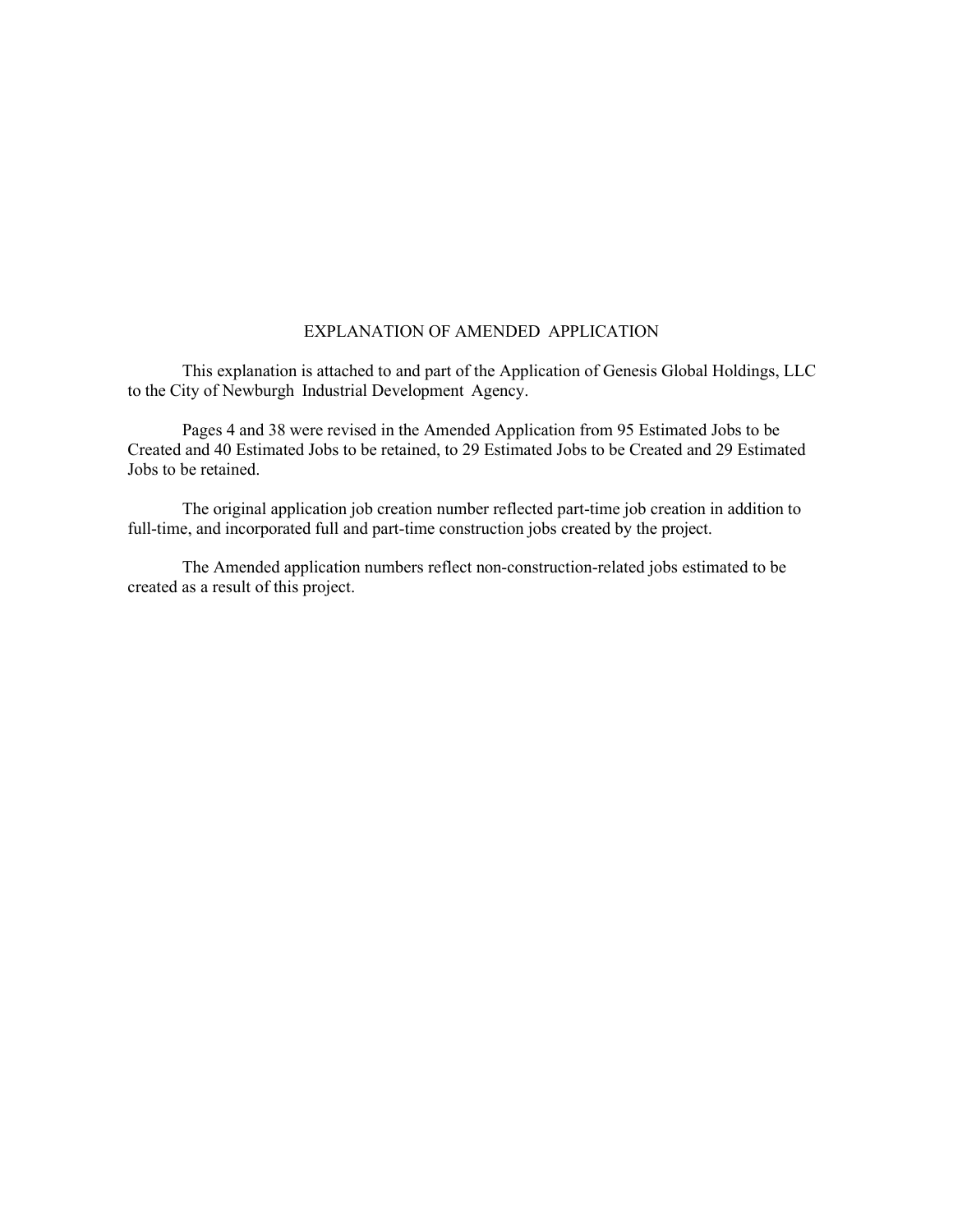# EXPLANATION OF AMENDED APPLICATION

This explanation is attached to and part of the Application of Genesis Global Holdings, LLC to the City of Newburgh Industrial Development Agency.

Pages 4 and 38 were revised in the Amended Application from 95 Estimated Jobs to be Created and 40 Estimated Jobs to be retained, to 29 Estimated Jobs to be Created and 29 Estimated Jobs to be retained.

The original application job creation number reflected part-time job creation in addition to full-time, and incorporated full and part-time construction jobs created by the project.

The Amended application numbers reflect non-construction-related jobs estimated to be created as a result of this project.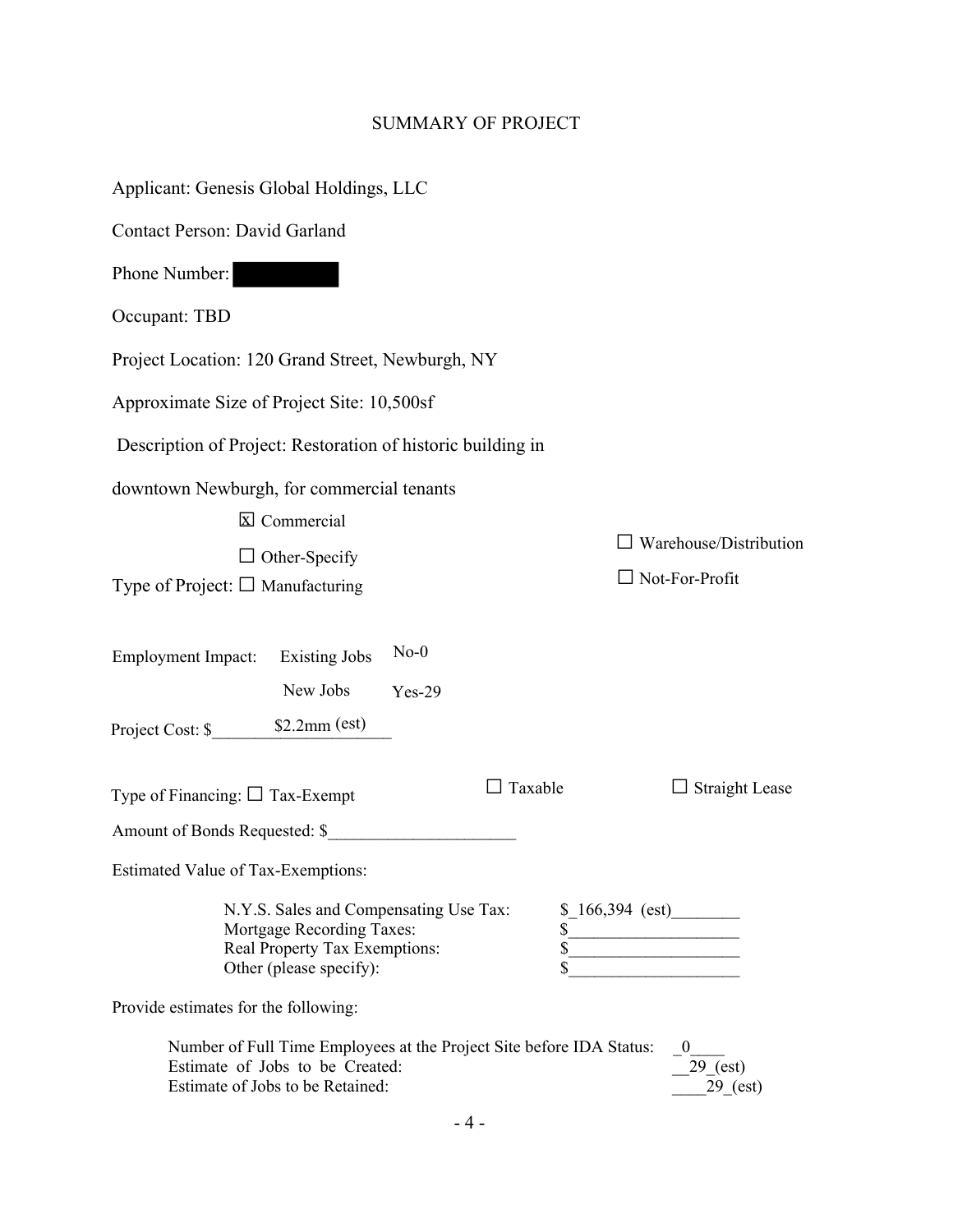# SUMMARY OF PROJECT

Applicant: Genesis Global Holdings, LLC

Contact Person: David Garland

Phone Number: [REDACTED]

Occupant: TBD

Project Location: 120 Grand Street, Newburgh, NY

Approximate Size of Project Site: 10,500sf

Description of Project: Restoration of historic building in downtown Newburgh, for commercial tenants

Type of Project:
- ☒ Commercial
- ☐ Other-Specify
- ☐ Manufacturing
- ☐ Warehouse/Distribution
- ☐ Not-For-Profit

Employment Impact:

| | |
|---|---|
| Existing Jobs | No-0 |
| New Jobs | Yes-29 |

Project Cost: $ $2.2mm (est)

Type of Financing: ☐ Tax-Exempt ☐ Taxable ☐ Straight Lease

Amount of Bonds Requested: $______________________

Estimated Value of Tax-Exemptions:

| | |
|---|---|
| N.Y.S. Sales and Compensating Use Tax: | $_166,394 (est)________ |
| Mortgage Recording Taxes: | $____________________ |
| Real Property Tax Exemptions: | $____________________ |
| Other (please specify): | $____________________ |

Provide estimates for the following:

| | |
|---|---|
| Number of Full Time Employees at the Project Site before IDA Status: | _0____ |
| Estimate of Jobs to be Created: | __29_(est) |
| Estimate of Jobs to be Retained: | ____29_(est) |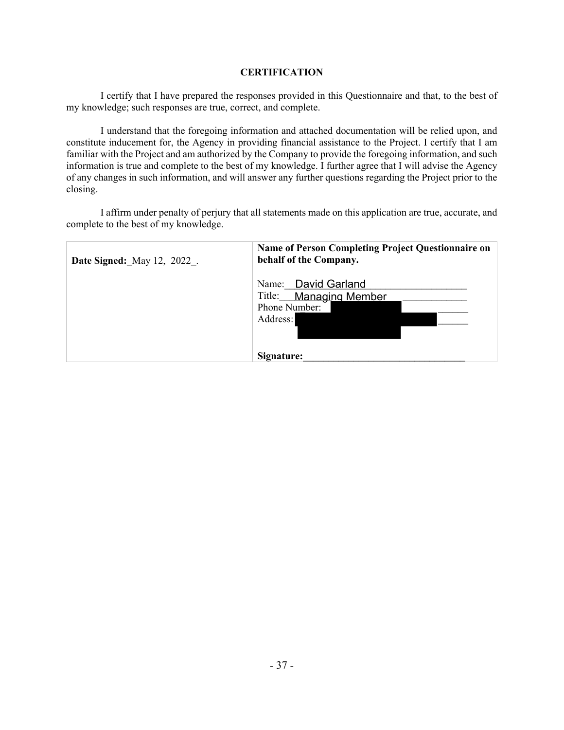## CERTIFICATION

I certify that I have prepared the responses provided in this Questionnaire and that, to the best of my knowledge; such responses are true, correct, and complete.

I understand that the foregoing information and attached documentation will be relied upon, and constitute inducement for, the Agency in providing financial assistance to the Project. I certify that I am familiar with the Project and am authorized by the Company to provide the foregoing information, and such information is true and complete to the best of my knowledge. I further agree that I will advise the Agency of any changes in such information, and will answer any further questions regarding the Project prior to the closing.

I affirm under penalty of perjury that all statements made on this application are true, accurate, and complete to the best of my knowledge.

| **Date Signed:** May 12, 2022. | **Name of Person Completing Project Questionnaire on behalf of the Company.**<br><br>Name: David Garland<br>Title: Managing Member<br>Phone Number: [REDACTED]<br>Address: [REDACTED]<br><br>**Signature:**________________________________ |
|---|---|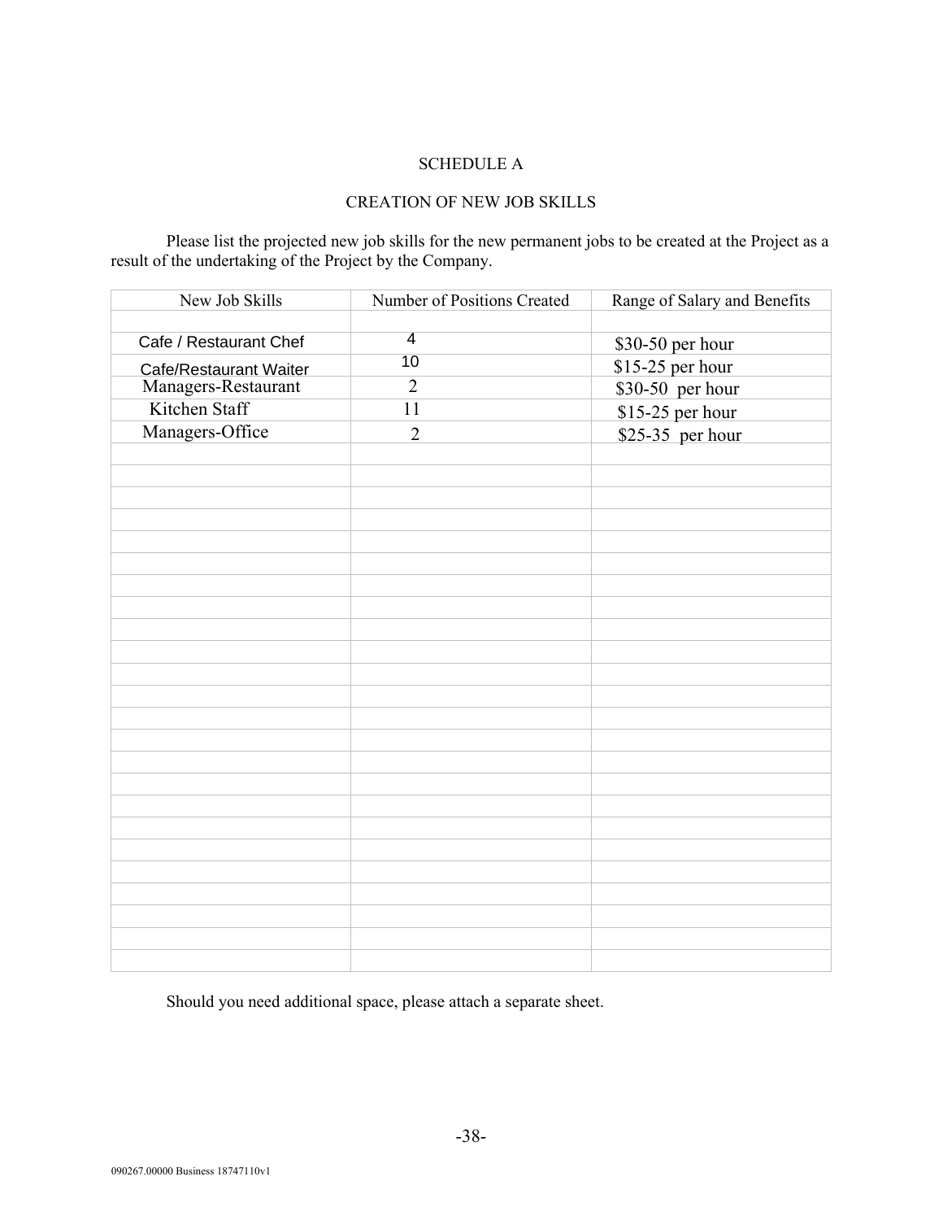# SCHEDULE A

## CREATION OF NEW JOB SKILLS

Please list the projected new job skills for the new permanent jobs to be created at the Project as a result of the undertaking of the Project by the Company.

| New Job Skills | Number of Positions Created | Range of Salary and Benefits |
|---|---|---|
| Cafe / Restaurant Chef | 4 | $30-50 per hour |
| Cafe/Restaurant Waiter | 10 | $15-25 per hour |
| Managers-Restaurant | 2 | $30-50 per hour |
| Kitchen Staff | 11 | $15-25 per hour |
| Managers-Office | 2 | $25-35 per hour |

Should you need additional space, please attach a separate sheet.

090267.00000 Business 18747110v1